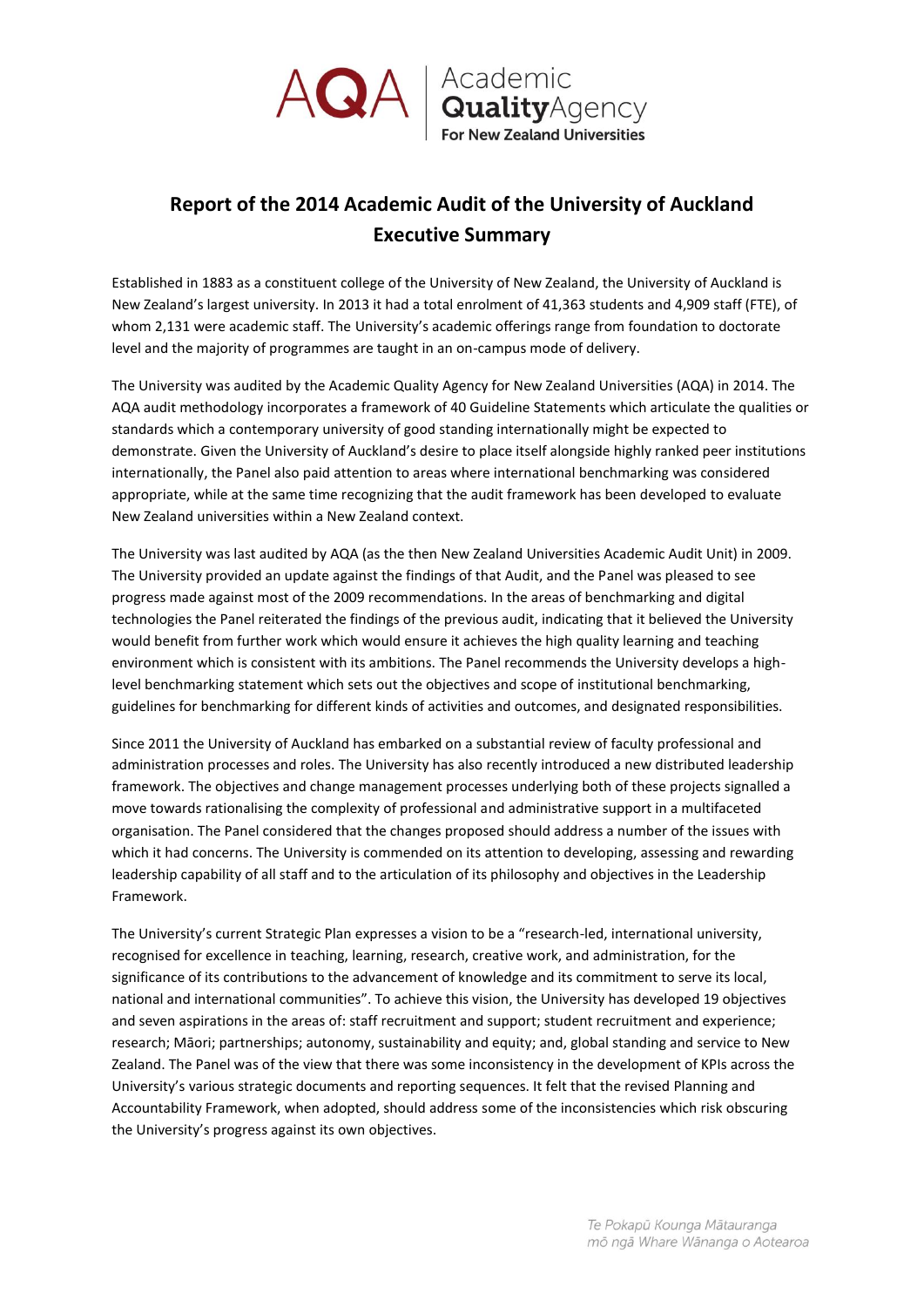# Report of the 2014 Academic Audit of the University of Auckland
## Executive Summary

Established in 1883 as a constituent college of the University of New Zealand, the University of Auckland is New Zealand's largest university. In 2013 it had a total enrolment of 41,363 students and 4,909 staff (FTE), of whom 2,131 were academic staff. The University's academic offerings range from foundation to doctorate level and the majority of programmes are taught in an on-campus mode of delivery.

The University was audited by the Academic Quality Agency for New Zealand Universities (AQA) in 2014. The AQA audit methodology incorporates a framework of 40 Guideline Statements which articulate the qualities or standards which a contemporary university of good standing internationally might be expected to demonstrate. Given the University of Auckland's desire to place itself alongside highly ranked peer institutions internationally, the Panel also paid attention to areas where international benchmarking was considered appropriate, while at the same time recognizing that the audit framework has been developed to evaluate New Zealand universities within a New Zealand context.

The University was last audited by AQA (as the then New Zealand Universities Academic Audit Unit) in 2009. The University provided an update against the findings of that Audit, and the Panel was pleased to see progress made against most of the 2009 recommendations. In the areas of benchmarking and digital technologies the Panel reiterated the findings of the previous audit, indicating that it believed the University would benefit from further work which would ensure it achieves the high quality learning and teaching environment which is consistent with its ambitions. The Panel recommends the University develops a high-level benchmarking statement which sets out the objectives and scope of institutional benchmarking, guidelines for benchmarking for different kinds of activities and outcomes, and designated responsibilities.

Since 2011 the University of Auckland has embarked on a substantial review of faculty professional and administration processes and roles. The University has also recently introduced a new distributed leadership framework. The objectives and change management processes underlying both of these projects signalled a move towards rationalising the complexity of professional and administrative support in a multifaceted organisation. The Panel considered that the changes proposed should address a number of the issues with which it had concerns. The University is commended on its attention to developing, assessing and rewarding leadership capability of all staff and to the articulation of its philosophy and objectives in the Leadership Framework.

The University's current Strategic Plan expresses a vision to be a "research-led, international university, recognised for excellence in teaching, learning, research, creative work, and administration, for the significance of its contributions to the advancement of knowledge and its commitment to serve its local, national and international communities". To achieve this vision, the University has developed 19 objectives and seven aspirations in the areas of: staff recruitment and support; student recruitment and experience; research; Māori; partnerships; autonomy, sustainability and equity; and, global standing and service to New Zealand. The Panel was of the view that there was some inconsistency in the development of KPIs across the University's various strategic documents and reporting sequences. It felt that the revised Planning and Accountability Framework, when adopted, should address some of the inconsistencies which risk obscuring the University's progress against its own objectives.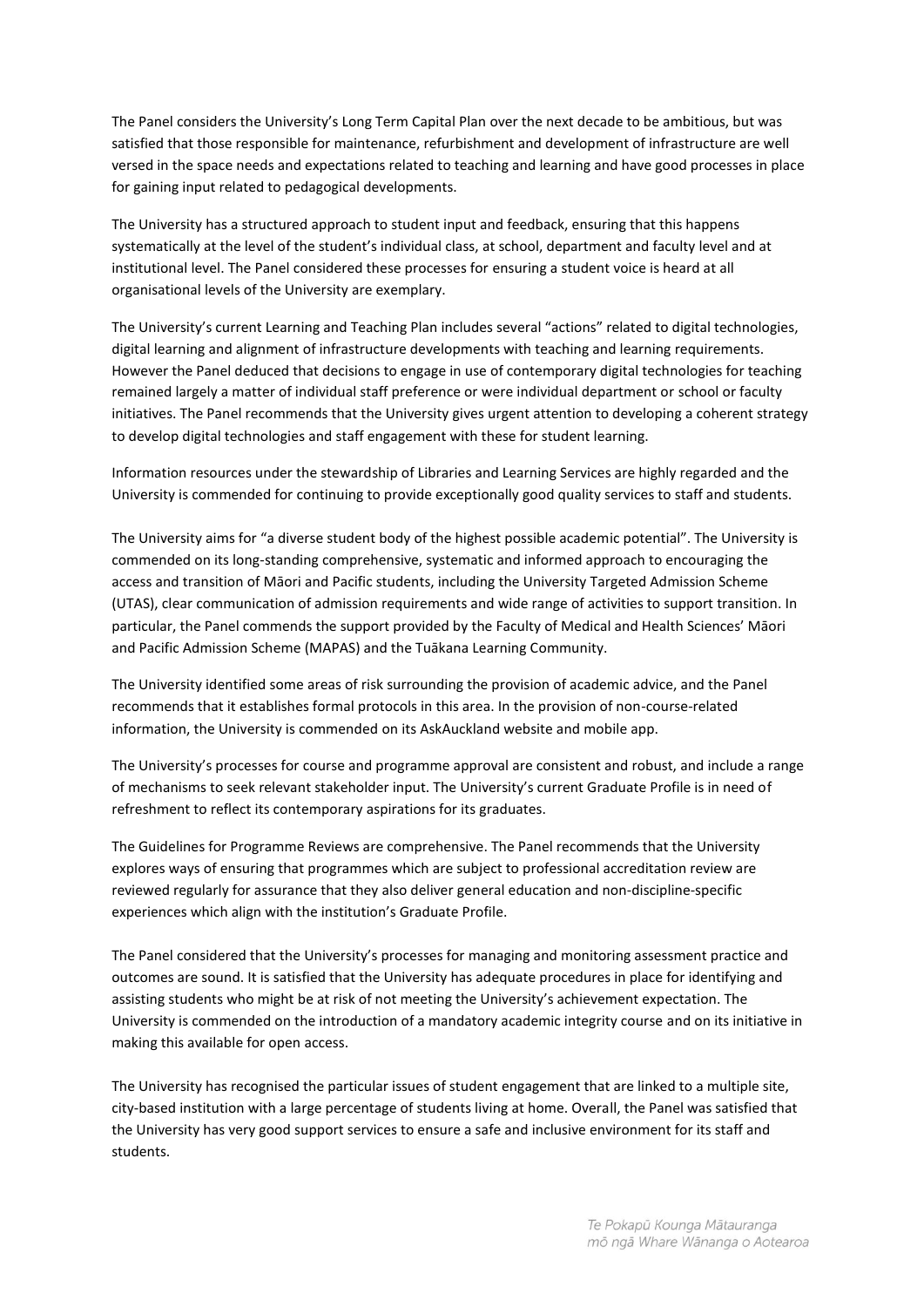The Panel considers the University's Long Term Capital Plan over the next decade to be ambitious, but was satisfied that those responsible for maintenance, refurbishment and development of infrastructure are well versed in the space needs and expectations related to teaching and learning and have good processes in place for gaining input related to pedagogical developments.

The University has a structured approach to student input and feedback, ensuring that this happens systematically at the level of the student's individual class, at school, department and faculty level and at institutional level. The Panel considered these processes for ensuring a student voice is heard at all organisational levels of the University are exemplary.

The University's current Learning and Teaching Plan includes several "actions" related to digital technologies, digital learning and alignment of infrastructure developments with teaching and learning requirements. However the Panel deduced that decisions to engage in use of contemporary digital technologies for teaching remained largely a matter of individual staff preference or were individual department or school or faculty initiatives. The Panel recommends that the University gives urgent attention to developing a coherent strategy to develop digital technologies and staff engagement with these for student learning.

Information resources under the stewardship of Libraries and Learning Services are highly regarded and the University is commended for continuing to provide exceptionally good quality services to staff and students.

The University aims for "a diverse student body of the highest possible academic potential". The University is commended on its long-standing comprehensive, systematic and informed approach to encouraging the access and transition of Māori and Pacific students, including the University Targeted Admission Scheme (UTAS), clear communication of admission requirements and wide range of activities to support transition. In particular, the Panel commends the support provided by the Faculty of Medical and Health Sciences' Māori and Pacific Admission Scheme (MAPAS) and the Tuākana Learning Community.

The University identified some areas of risk surrounding the provision of academic advice, and the Panel recommends that it establishes formal protocols in this area. In the provision of non-course-related information, the University is commended on its AskAuckland website and mobile app.

The University's processes for course and programme approval are consistent and robust, and include a range of mechanisms to seek relevant stakeholder input. The University's current Graduate Profile is in need of refreshment to reflect its contemporary aspirations for its graduates.

The Guidelines for Programme Reviews are comprehensive. The Panel recommends that the University explores ways of ensuring that programmes which are subject to professional accreditation review are reviewed regularly for assurance that they also deliver general education and non-discipline-specific experiences which align with the institution's Graduate Profile.

The Panel considered that the University's processes for managing and monitoring assessment practice and outcomes are sound. It is satisfied that the University has adequate procedures in place for identifying and assisting students who might be at risk of not meeting the University's achievement expectation. The University is commended on the introduction of a mandatory academic integrity course and on its initiative in making this available for open access.

The University has recognised the particular issues of student engagement that are linked to a multiple site, city-based institution with a large percentage of students living at home. Overall, the Panel was satisfied that the University has very good support services to ensure a safe and inclusive environment for its staff and students.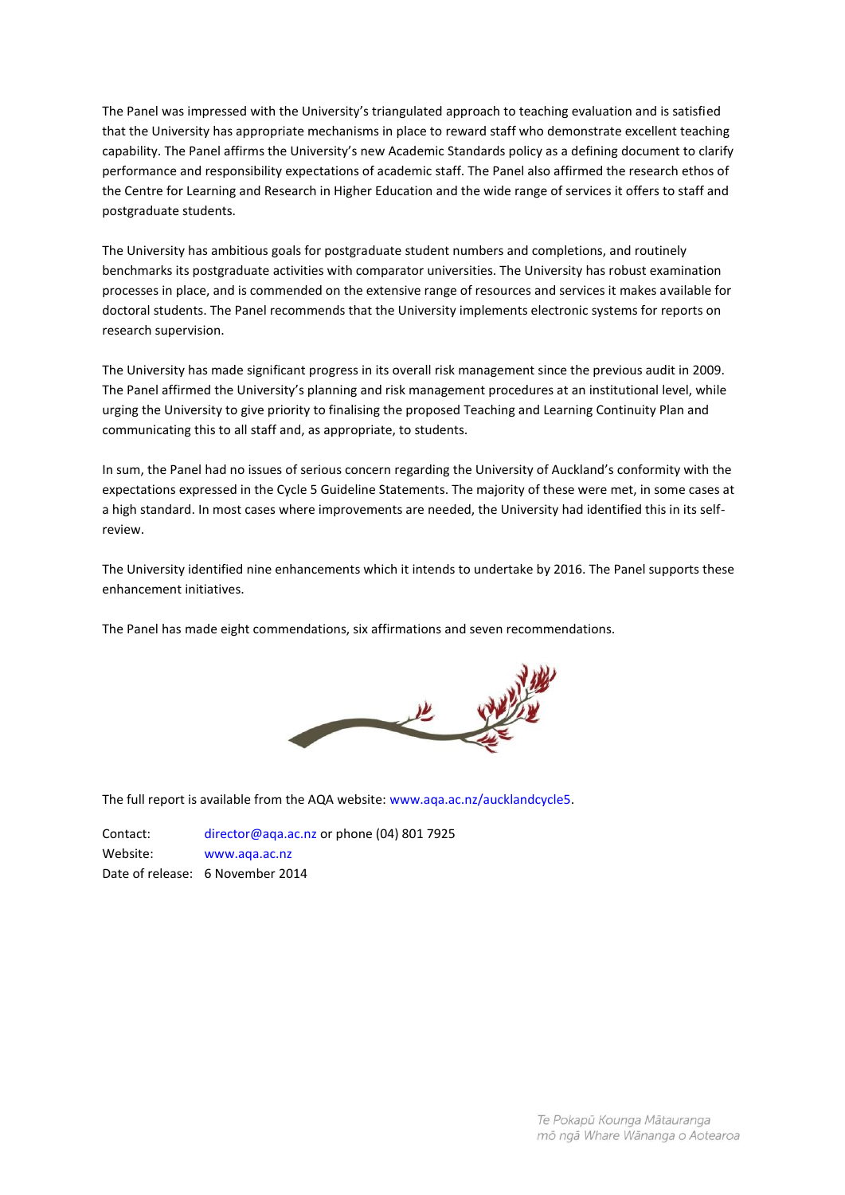The Panel was impressed with the University's triangulated approach to teaching evaluation and is satisfied that the University has appropriate mechanisms in place to reward staff who demonstrate excellent teaching capability. The Panel affirms the University's new Academic Standards policy as a defining document to clarify performance and responsibility expectations of academic staff. The Panel also affirmed the research ethos of the Centre for Learning and Research in Higher Education and the wide range of services it offers to staff and postgraduate students.

The University has ambitious goals for postgraduate student numbers and completions, and routinely benchmarks its postgraduate activities with comparator universities. The University has robust examination processes in place, and is commended on the extensive range of resources and services it makes available for doctoral students. The Panel recommends that the University implements electronic systems for reports on research supervision.

The University has made significant progress in its overall risk management since the previous audit in 2009. The Panel affirmed the University's planning and risk management procedures at an institutional level, while urging the University to give priority to finalising the proposed Teaching and Learning Continuity Plan and communicating this to all staff and, as appropriate, to students.

In sum, the Panel had no issues of serious concern regarding the University of Auckland's conformity with the expectations expressed in the Cycle 5 Guideline Statements. The majority of these were met, in some cases at a high standard. In most cases where improvements are needed, the University had identified this in its self-review.

The University identified nine enhancements which it intends to undertake by 2016. The Panel supports these enhancement initiatives.

The Panel has made eight commendations, six affirmations and seven recommendations.

The full report is available from the AQA website: www.aqa.ac.nz/aucklandcycle5.

Contact: director@aqa.ac.nz or phone (04) 801 7925
Website: www.aqa.ac.nz
Date of release: 6 November 2014

*Te Pokapū Kounga Mātauranga mō ngā Whare Wānanga o Aotearoa*